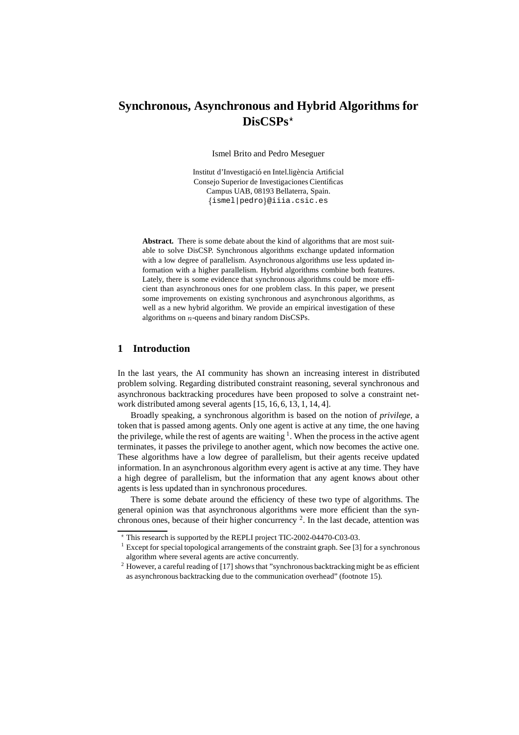# Synchronous, Asynchronous and Hybrid Algorithms for DisCSPs*

Ismel Brito and Pedro Meseguer

Institut d'Investigació en Intel.ligència Artificial
Consejo Superior de Investigaciones Científicas
Campus UAB, 08193 Bellaterra, Spain.
{ismel|pedro}@iiia.csic.es

**Abstract.** There is some debate about the kind of algorithms that are most suitable to solve DisCSP. Synchronous algorithms exchange updated information with a low degree of parallelism. Asynchronous algorithms use less updated information with a higher parallelism. Hybrid algorithms combine both features. Lately, there is some evidence that synchronous algorithms could be more efficient than asynchronous ones for one problem class. In this paper, we present some improvements on existing synchronous and asynchronous algorithms, as well as a new hybrid algorithm. We provide an empirical investigation of these algorithms on $n$-queens and binary random DisCSPs.

## 1 Introduction

In the last years, the AI community has shown an increasing interest in distributed problem solving. Regarding distributed constraint reasoning, several synchronous and asynchronous backtracking procedures have been proposed to solve a constraint network distributed among several agents [15, 16, 6, 13, 1, 14, 4].

Broadly speaking, a synchronous algorithm is based on the notion of *privilege*, a token that is passed among agents. Only one agent is active at any time, the one having the privilege, while the rest of agents are waiting [1]. When the process in the active agent terminates, it passes the privilege to another agent, which now becomes the active one. These algorithms have a low degree of parallelism, but their agents receive updated information. In an asynchronous algorithm every agent is active at any time. They have a high degree of parallelism, but the information that any agent knows about other agents is less updated than in synchronous procedures.

There is some debate around the efficiency of these two type of algorithms. The general opinion was that asynchronous algorithms were more efficient than the synchronous ones, because of their higher concurrency [2]. In the last decade, attention was

---

* This research is supported by the REPLI project TIC-2002-04470-C03-03.

[1] Except for special topological arrangements of the constraint graph. See [3] for a synchronous algorithm where several agents are active concurrently.

[2] However, a careful reading of [17] shows that "synchronous backtracking might be as efficient as asynchronous backtracking due to the communication overhead" (footnote 15).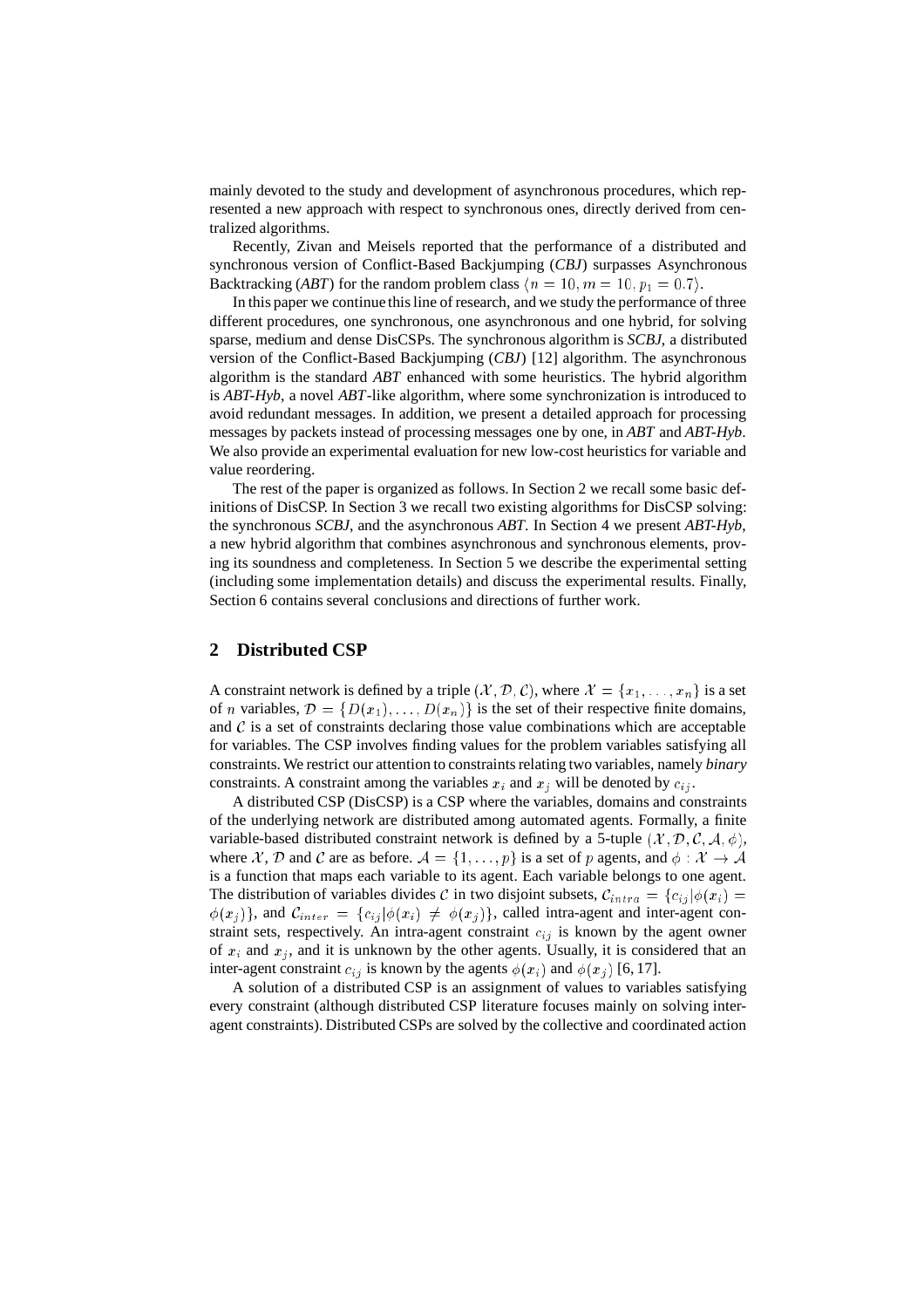mainly devoted to the study and development of asynchronous procedures, which represented a new approach with respect to synchronous ones, directly derived from centralized algorithms.

Recently, Zivan and Meisels reported that the performance of a distributed and synchronous version of Conflict-Based Backjumping (*CBJ*) surpasses Asynchronous Backtracking (*ABT*) for the random problem class $\langle n = 10, m = 10, p_1 = 0.7 \rangle$.

In this paper we continue this line of research, and we study the performance of three different procedures, one synchronous, one asynchronous and one hybrid, for solving sparse, medium and dense DisCSPs. The synchronous algorithm is *SCBJ*, a distributed version of the Conflict-Based Backjumping (*CBJ*) [12] algorithm. The asynchronous algorithm is the standard *ABT* enhanced with some heuristics. The hybrid algorithm is *ABT-Hyb*, a novel *ABT*-like algorithm, where some synchronization is introduced to avoid redundant messages. In addition, we present a detailed approach for processing messages by packets instead of processing messages one by one, in *ABT* and *ABT-Hyb*. We also provide an experimental evaluation for new low-cost heuristics for variable and value reordering.

The rest of the paper is organized as follows. In Section 2 we recall some basic definitions of DisCSP. In Section 3 we recall two existing algorithms for DisCSP solving: the synchronous *SCBJ*, and the asynchronous *ABT*. In Section 4 we present *ABT-Hyb*, a new hybrid algorithm that combines asynchronous and synchronous elements, proving its soundness and completeness. In Section 5 we describe the experimental setting (including some implementation details) and discuss the experimental results. Finally, Section 6 contains several conclusions and directions of further work.

## 2 Distributed CSP

A constraint network is defined by a triple $(\mathcal{X}, \mathcal{D}, \mathcal{C})$, where $\mathcal{X} = \{x_1, \ldots, x_n\}$ is a set of $n$ variables, $\mathcal{D} = \{D(x_1), \ldots, D(x_n)\}$ is the set of their respective finite domains, and $\mathcal{C}$ is a set of constraints declaring those value combinations which are acceptable for variables. The CSP involves finding values for the problem variables satisfying all constraints. We restrict our attention to constraints relating two variables, namely *binary* constraints. A constraint among the variables $x_i$ and $x_j$ will be denoted by $c_{ij}$.

A distributed CSP (DisCSP) is a CSP where the variables, domains and constraints of the underlying network are distributed among automated agents. Formally, a finite variable-based distributed constraint network is defined by a 5-tuple $(\mathcal{X}, \mathcal{D}, \mathcal{C}, \mathcal{A}, \phi)$, where $\mathcal{X}$, $\mathcal{D}$ and $\mathcal{C}$ are as before. $\mathcal{A} = \{1, \ldots, p\}$ is a set of $p$ agents, and $\phi : \mathcal{X} \rightarrow \mathcal{A}$ is a function that maps each variable to its agent. Each variable belongs to one agent. The distribution of variables divides $\mathcal{C}$ in two disjoint subsets, $\mathcal{C}_{intra} = \{c_{ij} | \phi(x_i) = \phi(x_j)\}$, and $\mathcal{C}_{inter} = \{c_{ij} | \phi(x_i) \neq \phi(x_j)\}$, called intra-agent and inter-agent constraint sets, respectively. An intra-agent constraint $c_{ij}$ is known by the agent owner of $x_i$ and $x_j$, and it is unknown by the other agents. Usually, it is considered that an inter-agent constraint $c_{ij}$ is known by the agents $\phi(x_i)$ and $\phi(x_j)$ [6, 17].

A solution of a distributed CSP is an assignment of values to variables satisfying every constraint (although distributed CSP literature focuses mainly on solving inter-agent constraints). Distributed CSPs are solved by the collective and coordinated action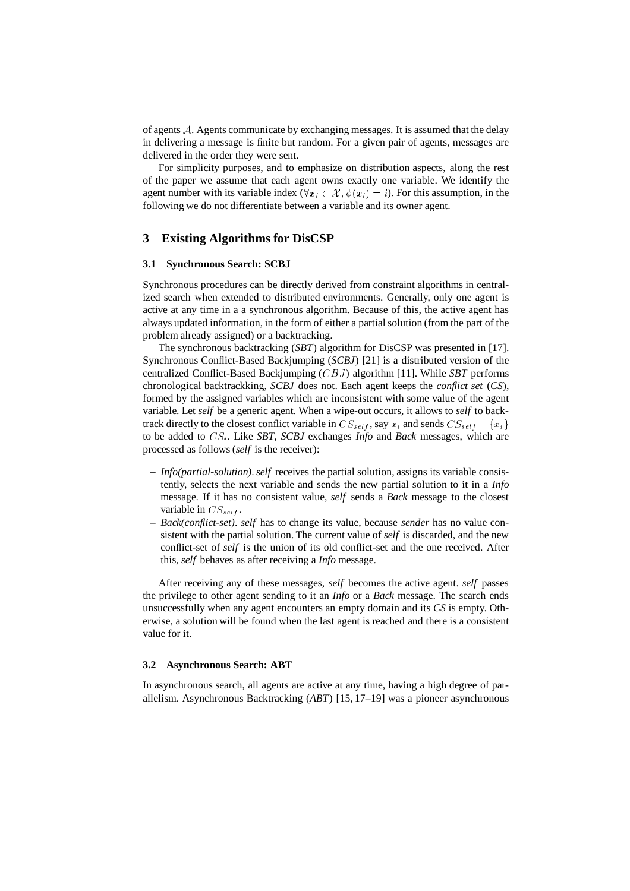of agents $\mathcal{A}$. Agents communicate by exchanging messages. It is assumed that the delay in delivering a message is finite but random. For a given pair of agents, messages are delivered in the order they were sent.

For simplicity purposes, and to emphasize on distribution aspects, along the rest of the paper we assume that each agent owns exactly one variable. We identify the agent number with its variable index ($\forall x_i \in \mathcal{X}, \phi(x_i) = i$). For this assumption, in the following we do not differentiate between a variable and its owner agent.

## 3 Existing Algorithms for DisCSP

### 3.1 Synchronous Search: SCBJ

Synchronous procedures can be directly derived from constraint algorithms in centralized search when extended to distributed environments. Generally, only one agent is active at any time in a a synchronous algorithm. Because of this, the active agent has always updated information, in the form of either a partial solution (from the part of the problem already assigned) or a backtracking.

The synchronous backtracking (*SBT*) algorithm for DisCSP was presented in [17]. Synchronous Conflict-Based Backjumping (*SCBJ*) [21] is a distributed version of the centralized Conflict-Based Backjumping ($CBJ$) algorithm [11]. While *SBT* performs chronological backtrackking, *SCBJ* does not. Each agent keeps the *conflict set* (*CS*), formed by the assigned variables which are inconsistent with some value of the agent variable. Let *self* be a generic agent. When a wipe-out occurs, it allows to *self* to backtrack directly to the closest conflict variable in $CS_{self}$, say $x_i$ and sends $CS_{self} - \{x_i\}$ to be added to $CS_i$. Like *SBT*, *SCBJ* exchanges *Info* and *Back* messages, which are processed as follows (*self* is the receiver):

- *Info(partial-solution)*. *self* receives the partial solution, assigns its variable consistently, selects the next variable and sends the new partial solution to it in a *Info* message. If it has no consistent value, *self* sends a *Back* message to the closest variable in $CS_{self}$.
- *Back(conflict-set)*. *self* has to change its value, because *sender* has no value consistent with the partial solution. The current value of *self* is discarded, and the new conflict-set of *self* is the union of its old conflict-set and the one received. After this, *self* behaves as after receiving a *Info* message.

After receiving any of these messages, *self* becomes the active agent. *self* passes the privilege to other agent sending to it an *Info* or a *Back* message. The search ends unsuccessfully when any agent encounters an empty domain and its *CS* is empty. Otherwise, a solution will be found when the last agent is reached and there is a consistent value for it.

### 3.2 Asynchronous Search: ABT

In asynchronous search, all agents are active at any time, having a high degree of parallelism. Asynchronous Backtracking (*ABT*) [15, 17–19] was a pioneer asynchronous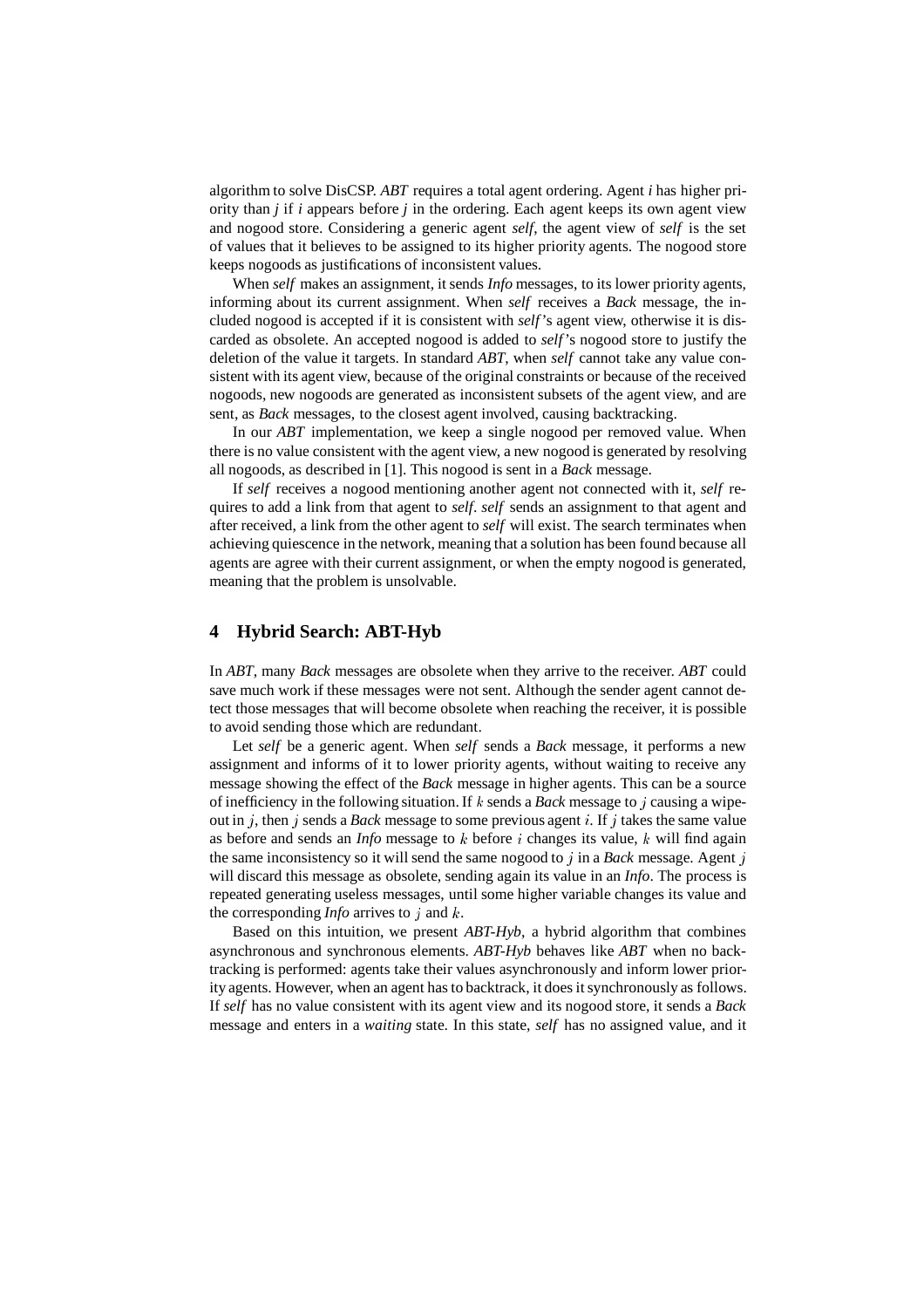algorithm to solve DisCSP. *ABT* requires a total agent ordering. Agent *i* has higher priority than *j* if *i* appears before *j* in the ordering. Each agent keeps its own agent view and nogood store. Considering a generic agent *self*, the agent view of *self* is the set of values that it believes to be assigned to its higher priority agents. The nogood store keeps nogoods as justifications of inconsistent values.

When *self* makes an assignment, it sends *Info* messages, to its lower priority agents, informing about its current assignment. When *self* receives a *Back* message, the included nogood is accepted if it is consistent with *self*'s agent view, otherwise it is discarded as obsolete. An accepted nogood is added to *self*'s nogood store to justify the deletion of the value it targets. In standard *ABT*, when *self* cannot take any value consistent with its agent view, because of the original constraints or because of the received nogoods, new nogoods are generated as inconsistent subsets of the agent view, and are sent, as *Back* messages, to the closest agent involved, causing backtracking.

In our *ABT* implementation, we keep a single nogood per removed value. When there is no value consistent with the agent view, a new nogood is generated by resolving all nogoods, as described in [1]. This nogood is sent in a *Back* message.

If *self* receives a nogood mentioning another agent not connected with it, *self* requires to add a link from that agent to *self*. *self* sends an assignment to that agent and after received, a link from the other agent to *self* will exist. The search terminates when achieving quiescence in the network, meaning that a solution has been found because all agents are agree with their current assignment, or when the empty nogood is generated, meaning that the problem is unsolvable.

## 4 Hybrid Search: ABT-Hyb

In *ABT*, many *Back* messages are obsolete when they arrive to the receiver. *ABT* could save much work if these messages were not sent. Although the sender agent cannot detect those messages that will become obsolete when reaching the receiver, it is possible to avoid sending those which are redundant.

Let *self* be a generic agent. When *self* sends a *Back* message, it performs a new assignment and informs of it to lower priority agents, without waiting to receive any message showing the effect of the *Back* message in higher agents. This can be a source of inefficiency in the following situation. If $k$ sends a *Back* message to $j$ causing a wipe-out in $j$, then $j$ sends a *Back* message to some previous agent $i$. If $j$ takes the same value as before and sends an *Info* message to $k$ before $i$ changes its value, $k$ will find again the same inconsistency so it will send the same nogood to $j$ in a *Back* message. Agent $j$ will discard this message as obsolete, sending again its value in an *Info*. The process is repeated generating useless messages, until some higher variable changes its value and the corresponding *Info* arrives to $j$ and $k$.

Based on this intuition, we present *ABT-Hyb*, a hybrid algorithm that combines asynchronous and synchronous elements. *ABT-Hyb* behaves like *ABT* when no backtracking is performed: agents take their values asynchronously and inform lower priority agents. However, when an agent has to backtrack, it does it synchronously as follows. If *self* has no value consistent with its agent view and its nogood store, it sends a *Back* message and enters in a *waiting* state. In this state, *self* has no assigned value, and it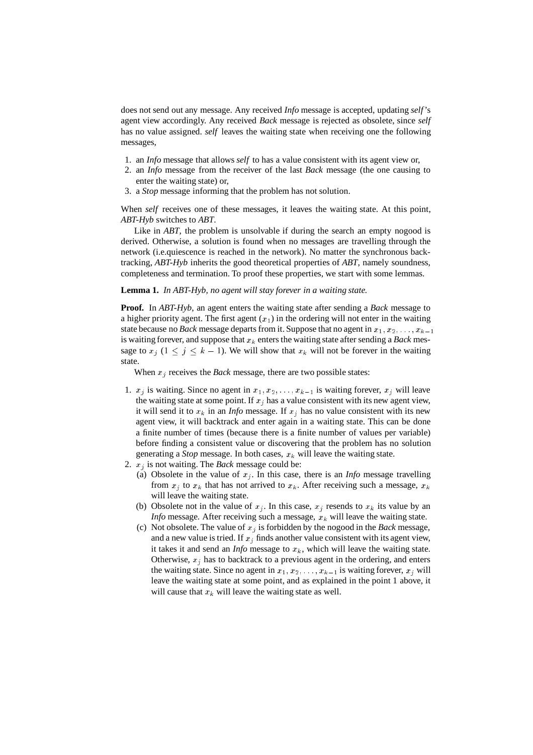does not send out any message. Any received *Info* message is accepted, updating *self*'s agent view accordingly. Any received *Back* message is rejected as obsolete, since *self* has no value assigned. *self* leaves the waiting state when receiving one the following messages,

1. an *Info* message that allows *self* to has a value consistent with its agent view or,
2. an *Info* message from the receiver of the last *Back* message (the one causing to enter the waiting state) or,
3. a *Stop* message informing that the problem has not solution.

When *self* receives one of these messages, it leaves the waiting state. At this point, *ABT-Hyb* switches to *ABT*.

Like in *ABT*, the problem is unsolvable if during the search an empty nogood is derived. Otherwise, a solution is found when no messages are travelling through the network (i.e.quiescence is reached in the network). No matter the synchronous backtracking, *ABT-Hyb* inherits the good theoretical properties of *ABT*, namely soundness, completeness and termination. To proof these properties, we start with some lemmas.

**Lemma 1.** *In ABT-Hyb, no agent will stay forever in a waiting state.*

**Proof.** In *ABT-Hyb*, an agent enters the waiting state after sending a *Back* message to a higher priority agent. The first agent ($x_1$) in the ordering will not enter in the waiting state because no *Back* message departs from it. Suppose that no agent in $x_1, x_2, \ldots, x_{k-1}$ is waiting forever, and suppose that $x_k$ enters the waiting state after sending a *Back* message to $x_j$ ($1 \leq j \leq k-1$). We will show that $x_k$ will not be forever in the waiting state.

When $x_j$ receives the *Back* message, there are two possible states:

1. $x_j$ is waiting. Since no agent in $x_1, x_2, \ldots, x_{k-1}$ is waiting forever, $x_j$ will leave the waiting state at some point. If $x_j$ has a value consistent with its new agent view, it will send it to $x_k$ in an *Info* message. If $x_j$ has no value consistent with its new agent view, it will backtrack and enter again in a waiting state. This can be done a finite number of times (because there is a finite number of values per variable) before finding a consistent value or discovering that the problem has no solution generating a *Stop* message. In both cases, $x_k$ will leave the waiting state.
2. $x_j$ is not waiting. The *Back* message could be:
   (a) Obsolete in the value of $x_j$. In this case, there is an *Info* message travelling from $x_j$ to $x_k$ that has not arrived to $x_k$. After receiving such a message, $x_k$ will leave the waiting state.
   (b) Obsolete not in the value of $x_j$. In this case, $x_j$ resends to $x_k$ its value by an *Info* message. After receiving such a message, $x_k$ will leave the waiting state.
   (c) Not obsolete. The value of $x_j$ is forbidden by the nogood in the *Back* message, and a new value is tried. If $x_j$ finds another value consistent with its agent view, it takes it and send an *Info* message to $x_k$, which will leave the waiting state. Otherwise, $x_j$ has to backtrack to a previous agent in the ordering, and enters the waiting state. Since no agent in $x_1, x_2, \ldots, x_{k-1}$ is waiting forever, $x_j$ will leave the waiting state at some point, and as explained in the point 1 above, it will cause that $x_k$ will leave the waiting state as well.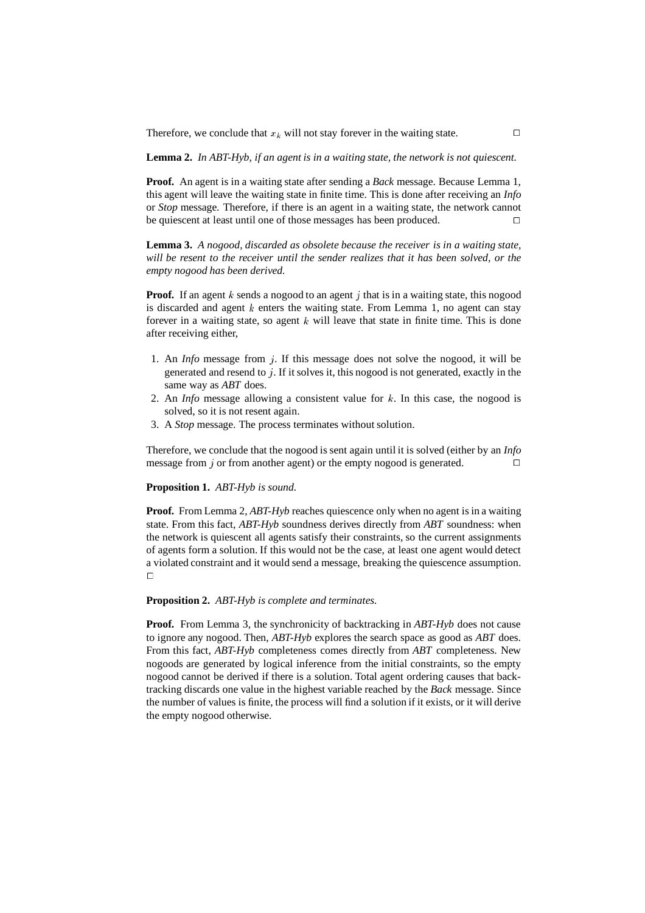Therefore, we conclude that $x_k$ will not stay forever in the waiting state. □

**Lemma 2.** *In ABT-Hyb, if an agent is in a waiting state, the network is not quiescent.*

**Proof.** An agent is in a waiting state after sending a *Back* message. Because Lemma 1, this agent will leave the waiting state in finite time. This is done after receiving an *Info* or *Stop* message. Therefore, if there is an agent in a waiting state, the network cannot be quiescent at least until one of those messages has been produced. □

**Lemma 3.** *A nogood, discarded as obsolete because the receiver is in a waiting state, will be resent to the receiver until the sender realizes that it has been solved, or the empty nogood has been derived.*

**Proof.** If an agent $k$ sends a nogood to an agent $j$ that is in a waiting state, this nogood is discarded and agent $k$ enters the waiting state. From Lemma 1, no agent can stay forever in a waiting state, so agent $k$ will leave that state in finite time. This is done after receiving either,

1. An *Info* message from $j$. If this message does not solve the nogood, it will be generated and resend to $j$. If it solves it, this nogood is not generated, exactly in the same way as *ABT* does.
2. An *Info* message allowing a consistent value for $k$. In this case, the nogood is solved, so it is not resent again.
3. A *Stop* message. The process terminates without solution.

Therefore, we conclude that the nogood is sent again until it is solved (either by an *Info* message from $j$ or from another agent) or the empty nogood is generated. □

**Proposition 1.** *ABT-Hyb is sound.*

**Proof.** From Lemma 2, *ABT-Hyb* reaches quiescence only when no agent is in a waiting state. From this fact, *ABT-Hyb* soundness derives directly from *ABT* soundness: when the network is quiescent all agents satisfy their constraints, so the current assignments of agents form a solution. If this would not be the case, at least one agent would detect a violated constraint and it would send a message, breaking the quiescence assumption. □

**Proposition 2.** *ABT-Hyb is complete and terminates.*

**Proof.** From Lemma 3, the synchronicity of backtracking in *ABT-Hyb* does not cause to ignore any nogood. Then, *ABT-Hyb* explores the search space as good as *ABT* does. From this fact, *ABT-Hyb* completeness comes directly from *ABT* completeness. New nogoods are generated by logical inference from the initial constraints, so the empty nogood cannot be derived if there is a solution. Total agent ordering causes that backtracking discards one value in the highest variable reached by the *Back* message. Since the number of values is finite, the process will find a solution if it exists, or it will derive the empty nogood otherwise.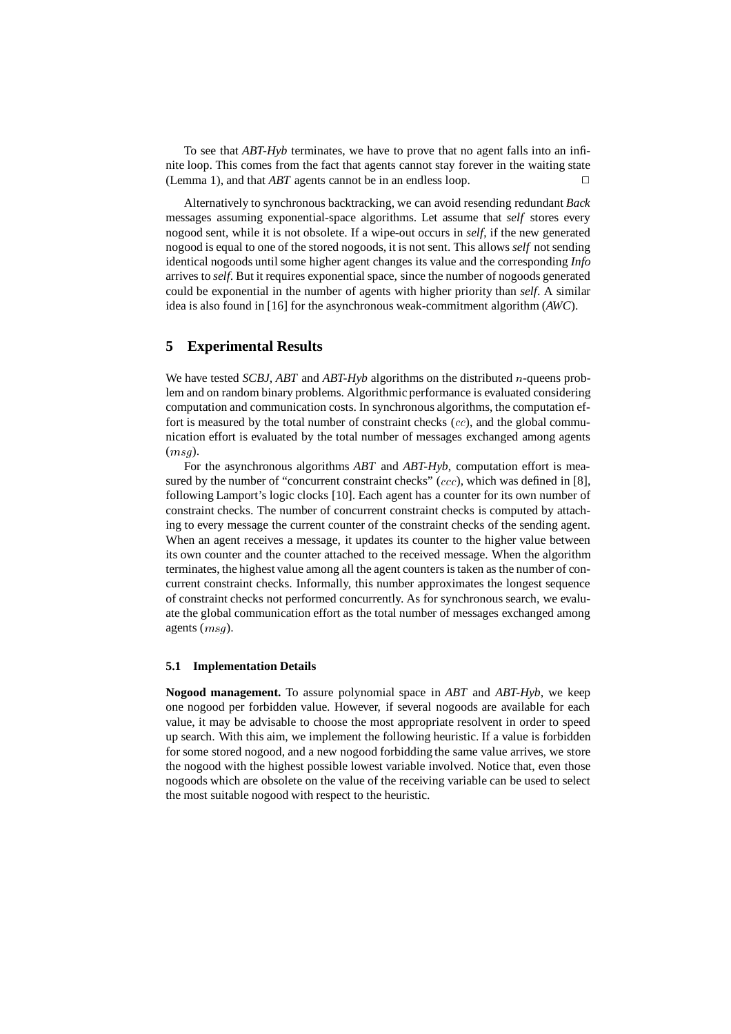To see that *ABT-Hyb* terminates, we have to prove that no agent falls into an infinite loop. This comes from the fact that agents cannot stay forever in the waiting state (Lemma 1), and that *ABT* agents cannot be in an endless loop. □

Alternatively to synchronous backtracking, we can avoid resending redundant *Back* messages assuming exponential-space algorithms. Let assume that *self* stores every nogood sent, while it is not obsolete. If a wipe-out occurs in *self*, if the new generated nogood is equal to one of the stored nogoods, it is not sent. This allows *self* not sending identical nogoods until some higher agent changes its value and the corresponding *Info* arrives to *self*. But it requires exponential space, since the number of nogoods generated could be exponential in the number of agents with higher priority than *self*. A similar idea is also found in [16] for the asynchronous weak-commitment algorithm (*AWC*).

## 5 Experimental Results

We have tested *SCBJ*, *ABT* and *ABT-Hyb* algorithms on the distributed $n$-queens problem and on random binary problems. Algorithmic performance is evaluated considering computation and communication costs. In synchronous algorithms, the computation effort is measured by the total number of constraint checks ($cc$), and the global communication effort is evaluated by the total number of messages exchanged among agents ($msg$).

For the asynchronous algorithms *ABT* and *ABT-Hyb*, computation effort is measured by the number of "concurrent constraint checks" ($ccc$), which was defined in [8], following Lamport's logic clocks [10]. Each agent has a counter for its own number of constraint checks. The number of concurrent constraint checks is computed by attaching to every message the current counter of the constraint checks of the sending agent. When an agent receives a message, it updates its counter to the higher value between its own counter and the counter attached to the received message. When the algorithm terminates, the highest value among all the agent counters is taken as the number of concurrent constraint checks. Informally, this number approximates the longest sequence of constraint checks not performed concurrently. As for synchronous search, we evaluate the global communication effort as the total number of messages exchanged among agents ($msg$).

### 5.1 Implementation Details

**Nogood management.** To assure polynomial space in *ABT* and *ABT-Hyb*, we keep one nogood per forbidden value. However, if several nogoods are available for each value, it may be advisable to choose the most appropriate resolvent in order to speed up search. With this aim, we implement the following heuristic. If a value is forbidden for some stored nogood, and a new nogood forbidding the same value arrives, we store the nogood with the highest possible lowest variable involved. Notice that, even those nogoods which are obsolete on the value of the receiving variable can be used to select the most suitable nogood with respect to the heuristic.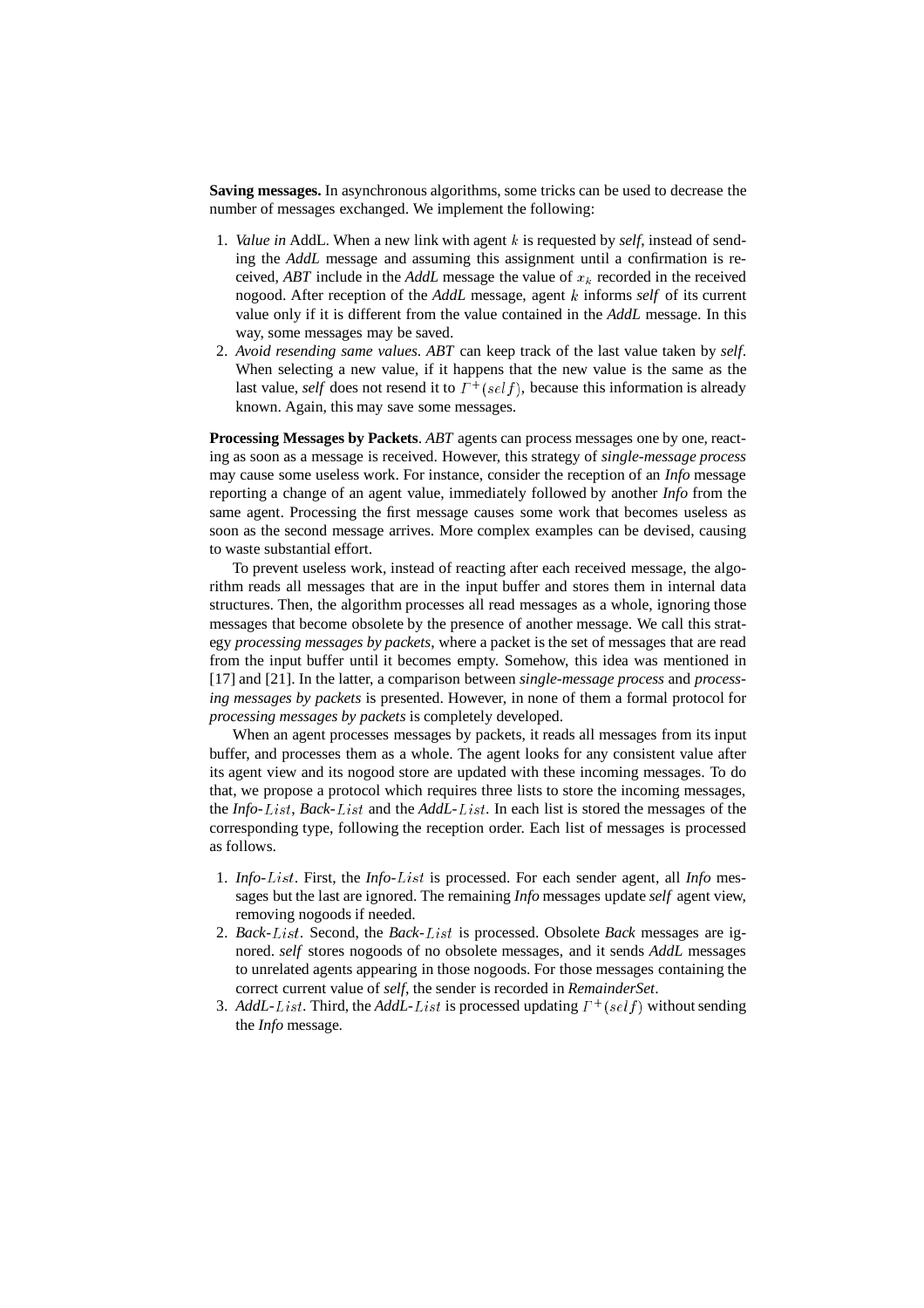**Saving messages.** In asynchronous algorithms, some tricks can be used to decrease the number of messages exchanged. We implement the following:

1. *Value in* AddL. When a new link with agent $k$ is requested by *self*, instead of sending the *AddL* message and assuming this assignment until a confirmation is received, *ABT* include in the *AddL* message the value of $x_k$ recorded in the received nogood. After reception of the *AddL* message, agent $k$ informs *self* of its current value only if it is different from the value contained in the *AddL* message. In this way, some messages may be saved.
2. *Avoid resending same values*. *ABT* can keep track of the last value taken by *self*. When selecting a new value, if it happens that the new value is the same as the last value, *self* does not resend it to $\Gamma^+(self)$, because this information is already known. Again, this may save some messages.

**Processing Messages by Packets**. *ABT* agents can process messages one by one, reacting as soon as a message is received. However, this strategy of *single-message process* may cause some useless work. For instance, consider the reception of an *Info* message reporting a change of an agent value, immediately followed by another *Info* from the same agent. Processing the first message causes some work that becomes useless as soon as the second message arrives. More complex examples can be devised, causing to waste substantial effort.

To prevent useless work, instead of reacting after each received message, the algorithm reads all messages that are in the input buffer and stores them in internal data structures. Then, the algorithm processes all read messages as a whole, ignoring those messages that become obsolete by the presence of another message. We call this strategy *processing messages by packets*, where a packet is the set of messages that are read from the input buffer until it becomes empty. Somehow, this idea was mentioned in [17] and [21]. In the latter, a comparison between *single-message process* and *processing messages by packets* is presented. However, in none of them a formal protocol for *processing messages by packets* is completely developed.

When an agent processes messages by packets, it reads all messages from its input buffer, and processes them as a whole. The agent looks for any consistent value after its agent view and its nogood store are updated with these incoming messages. To do that, we propose a protocol which requires three lists to store the incoming messages, the *Info*-$List$, *Back*-$List$ and the *AddL*-$List$. In each list is stored the messages of the corresponding type, following the reception order. Each list of messages is processed as follows.

1. *Info*-$List$. First, the *Info*-$List$ is processed. For each sender agent, all *Info* messages but the last are ignored. The remaining *Info* messages update *self* agent view, removing nogoods if needed.
2. *Back*-$List$. Second, the *Back*-$List$ is processed. Obsolete *Back* messages are ignored. *self* stores nogoods of no obsolete messages, and it sends *AddL* messages to unrelated agents appearing in those nogoods. For those messages containing the correct current value of *self*, the sender is recorded in *RemainderSet*.
3. *AddL*-$List$. Third, the *AddL*-$List$ is processed updating $\Gamma^+(self)$ without sending the *Info* message.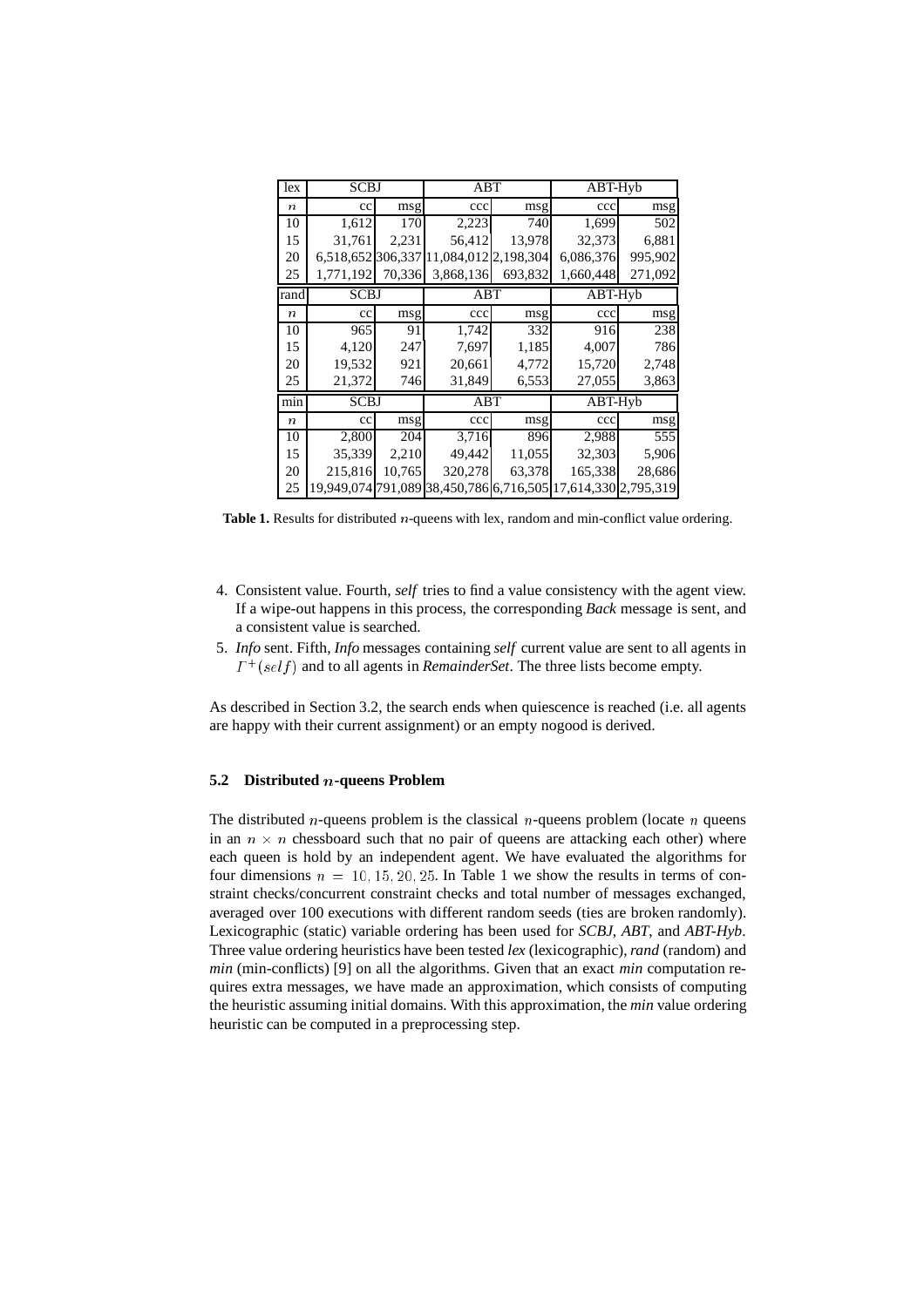| lex | SCBJ | | ABT | | ABT-Hyb | |
|---|---|---|---|---|---|---|
| $n$ | cc | msg | ccc | msg | ccc | msg |
| 10 | 1,612 | 170 | 2,223 | 740 | 1,699 | 502 |
| 15 | 31,761 | 2,231 | 56,412 | 13,978 | 32,373 | 6,881 |
| 20 | 6,518,652 | 306,337 | 11,084,012 | 2,198,304 | 6,086,376 | 995,902 |
| 25 | 1,771,192 | 70,336 | 3,868,136 | 693,832 | 1,660,448 | 271,092 |
| rand | SCBJ | | ABT | | ABT-Hyb | |
| $n$ | cc | msg | ccc | msg | ccc | msg |
| 10 | 965 | 91 | 1,742 | 332 | 916 | 238 |
| 15 | 4,120 | 247 | 7,697 | 1,185 | 4,007 | 786 |
| 20 | 19,532 | 921 | 20,661 | 4,772 | 15,720 | 2,748 |
| 25 | 21,372 | 746 | 31,849 | 6,553 | 27,055 | 3,863 |
| min | SCBJ | | ABT | | ABT-Hyb | |
| $n$ | cc | msg | ccc | msg | ccc | msg |
| 10 | 2,800 | 204 | 3,716 | 896 | 2,988 | 555 |
| 15 | 35,339 | 2,210 | 49,442 | 11,055 | 32,303 | 5,906 |
| 20 | 215,816 | 10,765 | 320,278 | 63,378 | 165,338 | 28,686 |
| 25 | 19,949,074 | 791,089 | 38,450,786 | 6,716,505 | 17,614,330 | 2,795,319 |

**Table 1.** Results for distributed $n$-queens with lex, random and min-conflict value ordering.

4. Consistent value. Fourth, *self* tries to find a value consistency with the agent view. If a wipe-out happens in this process, the corresponding *Back* message is sent, and a consistent value is searched.
5. *Info* sent. Fifth, *Info* messages containing *self* current value are sent to all agents in $\Gamma^+(self)$ and to all agents in *RemainderSet*. The three lists become empty.

As described in Section 3.2, the search ends when quiescence is reached (i.e. all agents are happy with their current assignment) or an empty nogood is derived.

### 5.2 Distributed $n$-queens Problem

The distributed $n$-queens problem is the classical $n$-queens problem (locate $n$ queens in an $n \times n$ chessboard such that no pair of queens are attacking each other) where each queen is hold by an independent agent. We have evaluated the algorithms for four dimensions $n = 10, 15, 20, 25$. In Table 1 we show the results in terms of constraint checks/concurrent constraint checks and total number of messages exchanged, averaged over 100 executions with different random seeds (ties are broken randomly). Lexicographic (static) variable ordering has been used for *SCBJ*, *ABT*, and *ABT-Hyb*. Three value ordering heuristics have been tested *lex* (lexicographic), *rand* (random) and *min* (min-conflicts) [9] on all the algorithms. Given that an exact *min* computation requires extra messages, we have made an approximation, which consists of computing the heuristic assuming initial domains. With this approximation, the *min* value ordering heuristic can be computed in a preprocessing step.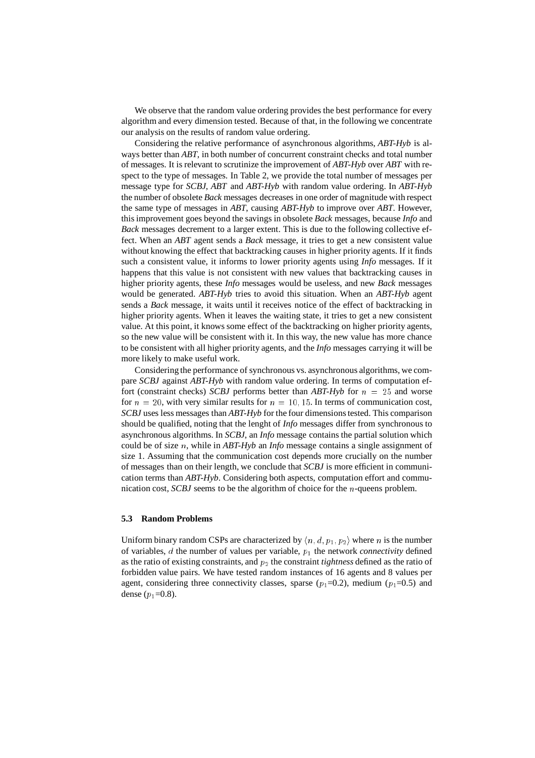We observe that the random value ordering provides the best performance for every algorithm and every dimension tested. Because of that, in the following we concentrate our analysis on the results of random value ordering.

Considering the relative performance of asynchronous algorithms, *ABT-Hyb* is always better than *ABT*, in both number of concurrent constraint checks and total number of messages. It is relevant to scrutinize the improvement of *ABT-Hyb* over *ABT* with respect to the type of messages. In Table 2, we provide the total number of messages per message type for *SCBJ*, *ABT* and *ABT-Hyb* with random value ordering. In *ABT-Hyb* the number of obsolete *Back* messages decreases in one order of magnitude with respect the same type of messages in *ABT*, causing *ABT-Hyb* to improve over *ABT*. However, this improvement goes beyond the savings in obsolete *Back* messages, because *Info* and *Back* messages decrement to a larger extent. This is due to the following collective effect. When an *ABT* agent sends a *Back* message, it tries to get a new consistent value without knowing the effect that backtracking causes in higher priority agents. If it finds such a consistent value, it informs to lower priority agents using *Info* messages. If it happens that this value is not consistent with new values that backtracking causes in higher priority agents, these *Info* messages would be useless, and new *Back* messages would be generated. *ABT-Hyb* tries to avoid this situation. When an *ABT-Hyb* agent sends a *Back* message, it waits until it receives notice of the effect of backtracking in higher priority agents. When it leaves the waiting state, it tries to get a new consistent value. At this point, it knows some effect of the backtracking on higher priority agents, so the new value will be consistent with it. In this way, the new value has more chance to be consistent with all higher priority agents, and the *Info* messages carrying it will be more likely to make useful work.

Considering the performance of synchronous vs. asynchronous algorithms, we compare *SCBJ* against *ABT-Hyb* with random value ordering. In terms of computation effort (constraint checks) *SCBJ* performs better than *ABT-Hyb* for $n = 25$ and worse for $n = 20$, with very similar results for $n = 10, 15$. In terms of communication cost, *SCBJ* uses less messages than *ABT-Hyb* for the four dimensions tested. This comparison should be qualified, noting that the lenght of *Info* messages differ from synchronous to asynchronous algorithms. In *SCBJ*, an *Info* message contains the partial solution which could be of size $n$, while in *ABT-Hyb* an *Info* message contains a single assignment of size 1. Assuming that the communication cost depends more crucially on the number of messages than on their length, we conclude that *SCBJ* is more efficient in communication terms than *ABT-Hyb*. Considering both aspects, computation effort and communication cost, *SCBJ* seems to be the algorithm of choice for the $n$-queens problem.

### 5.3 Random Problems

Uniform binary random CSPs are characterized by $\langle n, d, p_1, p_2 \rangle$ where $n$ is the number of variables, $d$ the number of values per variable, $p_1$ the network *connectivity* defined as the ratio of existing constraints, and $p_2$ the constraint *tightness* defined as the ratio of forbidden value pairs. We have tested random instances of 16 agents and 8 values per agent, considering three connectivity classes, sparse ($p_1$=0.2), medium ($p_1$=0.5) and dense ($p_1$=0.8).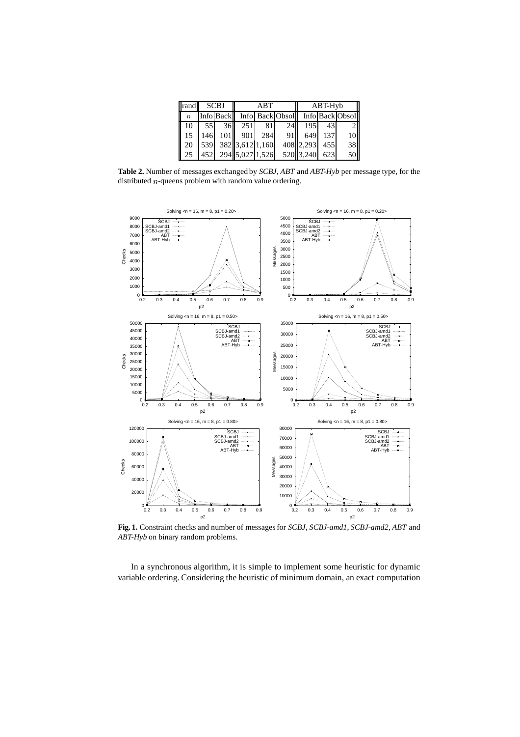| rand | SCBJ | | ABT | | | ABT-Hyb | | |
|---|---|---|---|---|---|---|---|---|
| $n$ | Info | Back | Info | Back | Obsol | Info | Back | Obsol |
| 10 | 55 | 36 | 251 | 81 | 24 | 195 | 43 | 2 |
| 15 | 146 | 101 | 901 | 284 | 91 | 649 | 137 | 10 |
| 20 | 539 | 382 | 3,612 | 1,160 | 408 | 2,293 | 455 | 38 |
| 25 | 452 | 294 | 5,027 | 1,526 | 520 | 3,240 | 623 | 50 |

**Table 2.** Number of messages exchanged by *SCBJ*, *ABT* and *ABT-Hyb* per message type, for the distributed $n$-queens problem with random value ordering.

**Fig. 1.** Constraint checks and number of messages for *SCBJ*, *SCBJ-amd1*, *SCBJ-amd2*, *ABT* and *ABT-Hyb* on binary random problems.

In a synchronous algorithm, it is simple to implement some heuristic for dynamic variable ordering. Considering the heuristic of minimum domain, an exact computation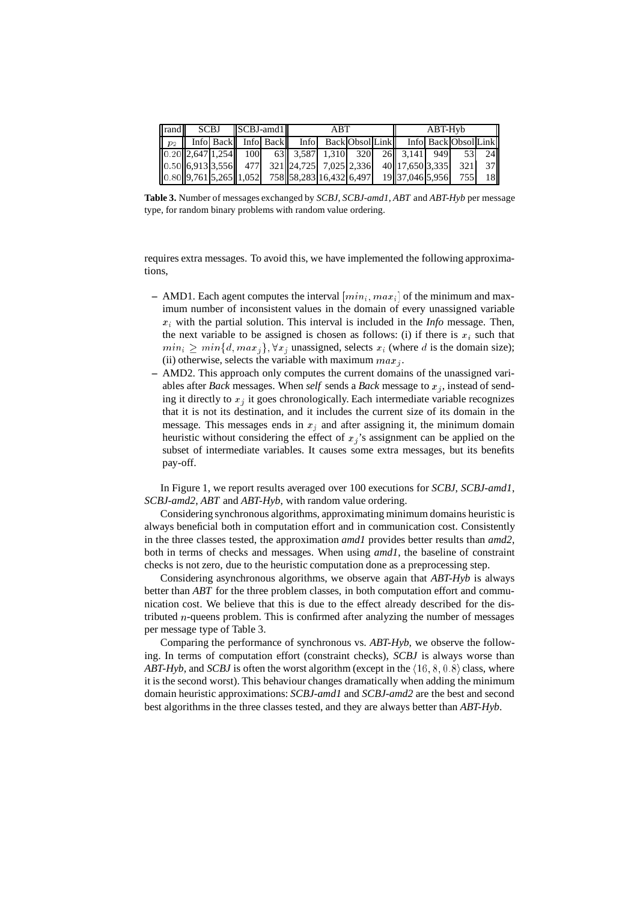| rand | SCBJ | | SCBJ-amd1 | | ABT | | | | ABT-Hyb | | | |
|---|---|---|---|---|---|---|---|---|---|---|---|---|
| $p_2$ | Info | Back | Info | Back | Info | Back | Obsol | Link | Info | Back | Obsol | Link |
| 0.20 | 2,647 | 1,254 | 100 | 63 | 3,587 | 1,310 | 320 | 26 | 3,141 | 949 | 53 | 24 |
| 0.50 | 6,913 | 3,556 | 477 | 321 | 24,725 | 7,025 | 2,336 | 40 | 17,650 | 3,335 | 321 | 37 |
| 0.80 | 9,761 | 5,265 | 1,052 | 758 | 58,283 | 16,432 | 6,497 | 19 | 37,046 | 5,956 | 755 | 18 |

**Table 3.** Number of messages exchanged by *SCBJ*, *SCBJ-amd1*, *ABT* and *ABT-Hyb* per message type, for random binary problems with random value ordering.

requires extra messages. To avoid this, we have implemented the following approximations,

- AMD1. Each agent computes the interval $[min_i, max_i]$ of the minimum and maximum number of inconsistent values in the domain of every unassigned variable $x_i$ with the partial solution. This interval is included in the *Info* message. Then, the next variable to be assigned is chosen as follows: (i) if there is $x_i$ such that $min_i \geq min\{d, max_j\}, \forall x_j$ unassigned, selects $x_i$ (where $d$ is the domain size); (ii) otherwise, selects the variable with maximum $max_j$.
- AMD2. This approach only computes the current domains of the unassigned variables after *Back* messages. When *self* sends a *Back* message to $x_j$, instead of sending it directly to $x_j$ it goes chronologically. Each intermediate variable recognizes that it is not its destination, and it includes the current size of its domain in the message. This messages ends in $x_j$ and after assigning it, the minimum domain heuristic without considering the effect of $x_j$'s assignment can be applied on the subset of intermediate variables. It causes some extra messages, but its benefits pay-off.

In Figure 1, we report results averaged over 100 executions for *SCBJ*, *SCBJ-amd1*, *SCBJ-amd2*, *ABT* and *ABT-Hyb*, with random value ordering.

Considering synchronous algorithms, approximating minimum domains heuristic is always beneficial both in computation effort and in communication cost. Consistently in the three classes tested, the approximation *amd1* provides better results than *amd2*, both in terms of checks and messages. When using *amd1*, the baseline of constraint checks is not zero, due to the heuristic computation done as a preprocessing step.

Considering asynchronous algorithms, we observe again that *ABT-Hyb* is always better than *ABT* for the three problem classes, in both computation effort and communication cost. We believe that this is due to the effect already described for the distributed $n$-queens problem. This is confirmed after analyzing the number of messages per message type of Table 3.

Comparing the performance of synchronous vs. *ABT-Hyb*, we observe the following. In terms of computation effort (constraint checks), *SCBJ* is always worse than *ABT-Hyb*, and *SCBJ* is often the worst algorithm (except in the $\langle 16, 8, 0.8\rangle$ class, where it is the second worst). This behaviour changes dramatically when adding the minimum domain heuristic approximations: *SCBJ-amd1* and *SCBJ-amd2* are the best and second best algorithms in the three classes tested, and they are always better than *ABT-Hyb*.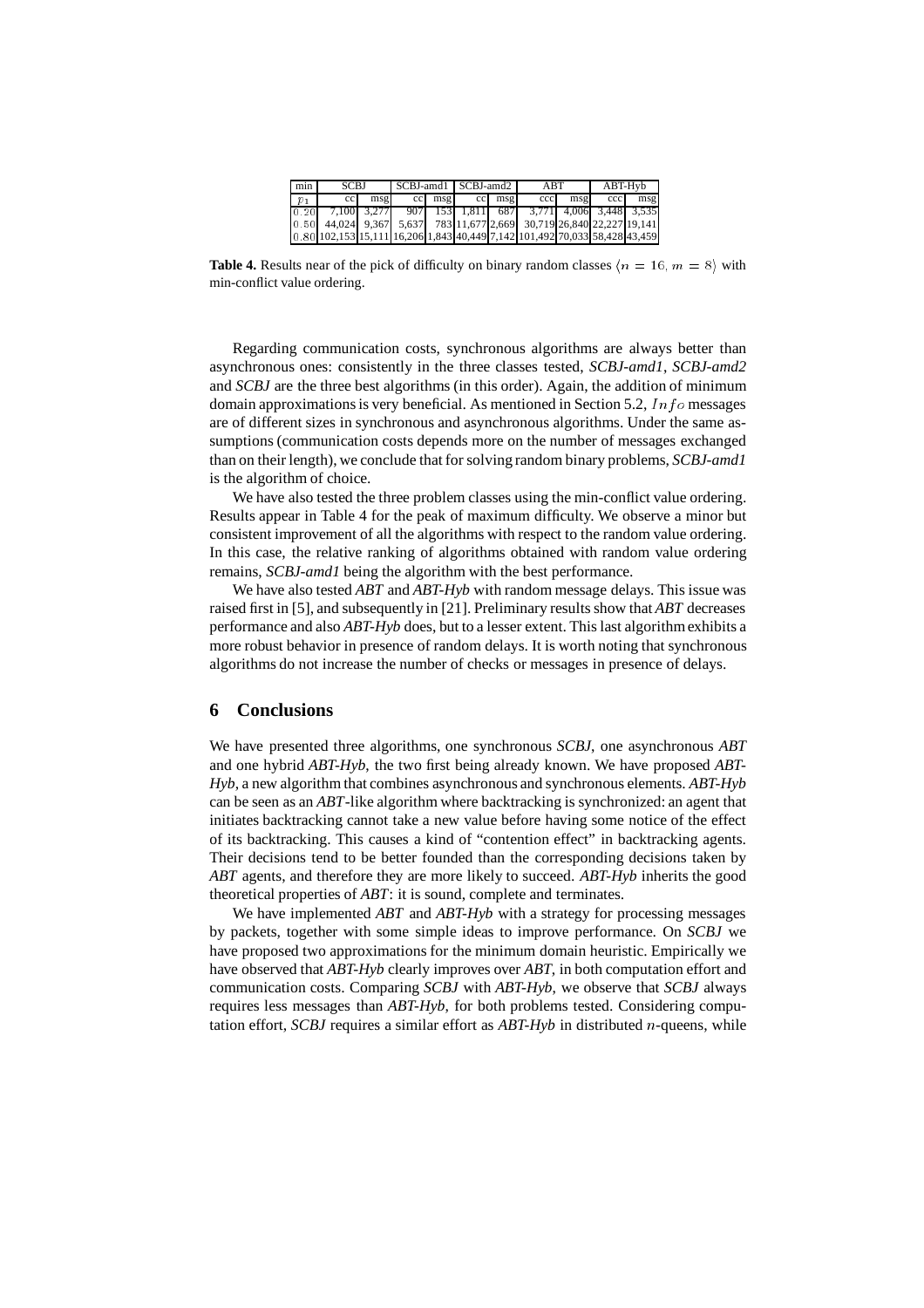| min | SCBJ | | SCBJ-amd1 | | SCBJ-amd2 | | ABT | | ABT-Hyb | |
|---|---|---|---|---|---|---|---|---|---|---|
| $p_1$ | cc | msg | cc | msg | cc | msg | ccc | msg | ccc | msg |
| 0.20 | 7,100 | 3,277 | 907 | 153 | 1,811 | 687 | 3,771 | 4,006 | 3,448 | 3,535 |
| 0.50 | 44,024 | 9,367 | 5,637 | 783 | 11,677 | 2,669 | 30,719 | 26,840 | 22,227 | 19,141 |
| 0.80 | 102,153 | 15,111 | 16,206 | 1,843 | 40,449 | 7,142 | 101,492 | 70,033 | 58,428 | 43,459 |

**Table 4.** Results near of the pick of difficulty on binary random classes $\langle n = 16, m = 8 \rangle$ with min-conflict value ordering.

Regarding communication costs, synchronous algorithms are always better than asynchronous ones: consistently in the three classes tested, *SCBJ-amd1*, *SCBJ-amd2* and *SCBJ* are the three best algorithms (in this order). Again, the addition of minimum domain approximations is very beneficial. As mentioned in Section 5.2, $Info$ messages are of different sizes in synchronous and asynchronous algorithms. Under the same assumptions (communication costs depends more on the number of messages exchanged than on their length), we conclude that for solving random binary problems, *SCBJ-amd1* is the algorithm of choice.

We have also tested the three problem classes using the min-conflict value ordering. Results appear in Table 4 for the peak of maximum difficulty. We observe a minor but consistent improvement of all the algorithms with respect to the random value ordering. In this case, the relative ranking of algorithms obtained with random value ordering remains, *SCBJ-amd1* being the algorithm with the best performance.

We have also tested *ABT* and *ABT-Hyb* with random message delays. This issue was raised first in [5], and subsequently in [21]. Preliminary results show that *ABT* decreases performance and also *ABT-Hyb* does, but to a lesser extent. This last algorithm exhibits a more robust behavior in presence of random delays. It is worth noting that synchronous algorithms do not increase the number of checks or messages in presence of delays.

## 6 Conclusions

We have presented three algorithms, one synchronous *SCBJ*, one asynchronous *ABT* and one hybrid *ABT-Hyb*, the two first being already known. We have proposed *ABT-Hyb*, a new algorithm that combines asynchronous and synchronous elements. *ABT-Hyb* can be seen as an *ABT*-like algorithm where backtracking is synchronized: an agent that initiates backtracking cannot take a new value before having some notice of the effect of its backtracking. This causes a kind of "contention effect" in backtracking agents. Their decisions tend to be better founded than the corresponding decisions taken by *ABT* agents, and therefore they are more likely to succeed. *ABT-Hyb* inherits the good theoretical properties of *ABT*: it is sound, complete and terminates.

We have implemented *ABT* and *ABT-Hyb* with a strategy for processing messages by packets, together with some simple ideas to improve performance. On *SCBJ* we have proposed two approximations for the minimum domain heuristic. Empirically we have observed that *ABT-Hyb* clearly improves over *ABT*, in both computation effort and communication costs. Comparing *SCBJ* with *ABT-Hyb*, we observe that *SCBJ* always requires less messages than *ABT-Hyb*, for both problems tested. Considering computation effort, *SCBJ* requires a similar effort as *ABT-Hyb* in distributed $n$-queens, while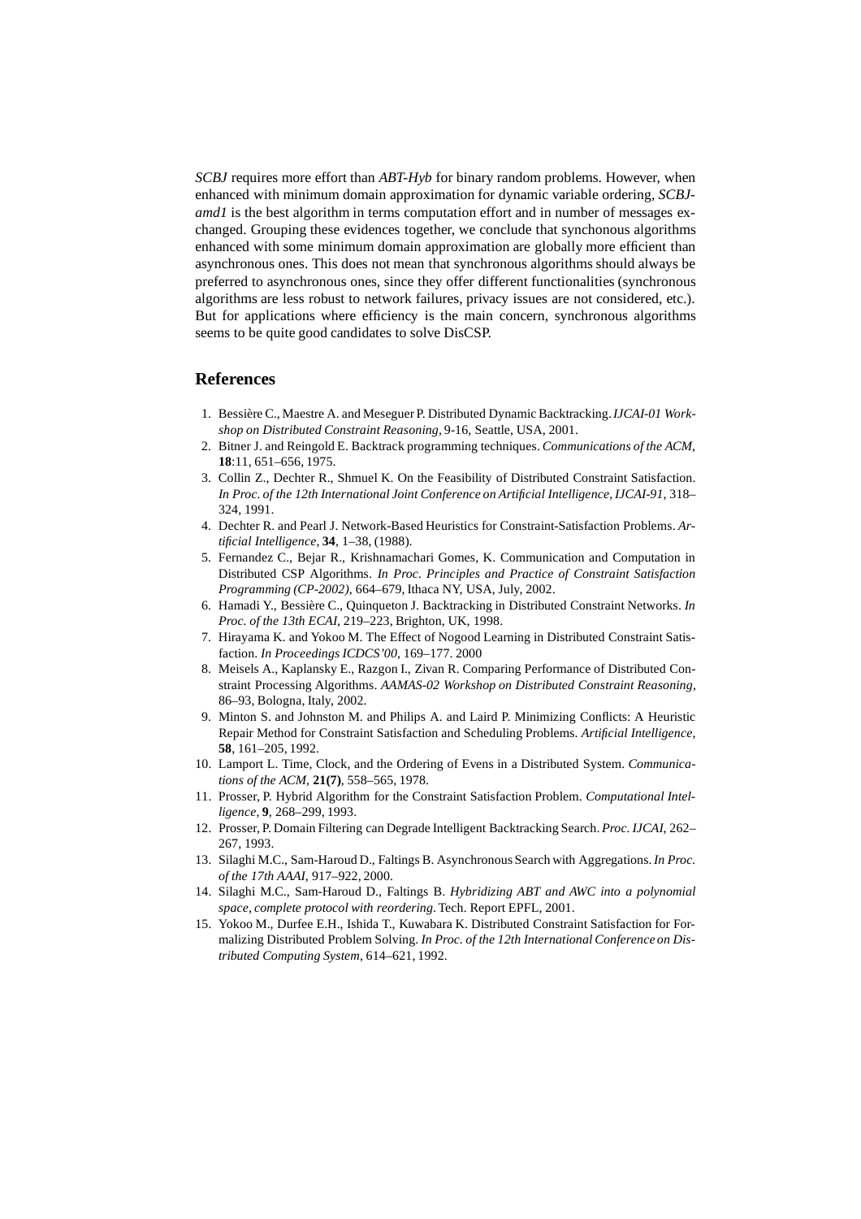*SCBJ* requires more effort than *ABT-Hyb* for binary random problems. However, when enhanced with minimum domain approximation for dynamic variable ordering, *SCBJ-amd1* is the best algorithm in terms computation effort and in number of messages exchanged. Grouping these evidences together, we conclude that synchonous algorithms enhanced with some minimum domain approximation are globally more efficient than asynchronous ones. This does not mean that synchronous algorithms should always be preferred to asynchronous ones, since they offer different functionalities (synchronous algorithms are less robust to network failures, privacy issues are not considered, etc.). But for applications where efficiency is the main concern, synchronous algorithms seems to be quite good candidates to solve DisCSP.

## References

1. Bessière C., Maestre A. and Meseguer P. Distributed Dynamic Backtracking. *IJCAI-01 Workshop on Distributed Constraint Reasoning*, 9-16, Seattle, USA, 2001.
2. Bitner J. and Reingold E. Backtrack programming techniques. *Communications of the ACM*, **18**:11, 651–656, 1975.
3. Collin Z., Dechter R., Shmuel K. On the Feasibility of Distributed Constraint Satisfaction. *In Proc. of the 12th International Joint Conference on Artificial Intelligence, IJCAI-91*, 318–324, 1991.
4. Dechter R. and Pearl J. Network-Based Heuristics for Constraint-Satisfaction Problems. *Artificial Intelligence*, **34**, 1–38, (1988).
5. Fernandez C., Bejar R., Krishnamachari Gomes, K. Communication and Computation in Distributed CSP Algorithms. *In Proc. Principles and Practice of Constraint Satisfaction Programming (CP-2002)*, 664–679, Ithaca NY, USA, July, 2002.
6. Hamadi Y., Bessière C., Quinqueton J. Backtracking in Distributed Constraint Networks. *In Proc. of the 13th ECAI*, 219–223, Brighton, UK, 1998.
7. Hirayama K. and Yokoo M. The Effect of Nogood Learning in Distributed Constraint Satisfaction. *In Proceedings ICDCS'00*, 169–177. 2000
8. Meisels A., Kaplansky E., Razgon I., Zivan R. Comparing Performance of Distributed Constraint Processing Algorithms. *AAMAS-02 Workshop on Distributed Constraint Reasoning*, 86–93, Bologna, Italy, 2002.
9. Minton S. and Johnston M. and Philips A. and Laird P. Minimizing Conflicts: A Heuristic Repair Method for Constraint Satisfaction and Scheduling Problems. *Artificial Intelligence*, **58**, 161–205, 1992.
10. Lamport L. Time, Clock, and the Ordering of Evens in a Distributed System. *Communications of the ACM*, **21(7)**, 558–565, 1978.
11. Prosser, P. Hybrid Algorithm for the Constraint Satisfaction Problem. *Computational Intelligence*, **9**, 268–299, 1993.
12. Prosser, P. Domain Filtering can Degrade Intelligent Backtracking Search. *Proc. IJCAI*, 262–267, 1993.
13. Silaghi M.C., Sam-Haroud D., Faltings B. Asynchronous Search with Aggregations. *In Proc. of the 17th AAAI*, 917–922, 2000.
14. Silaghi M.C., Sam-Haroud D., Faltings B. *Hybridizing ABT and AWC into a polynomial space, complete protocol with reordering*. Tech. Report EPFL, 2001.
15. Yokoo M., Durfee E.H., Ishida T., Kuwabara K. Distributed Constraint Satisfaction for Formalizing Distributed Problem Solving. *In Proc. of the 12th International Conference on Distributed Computing System*, 614–621, 1992.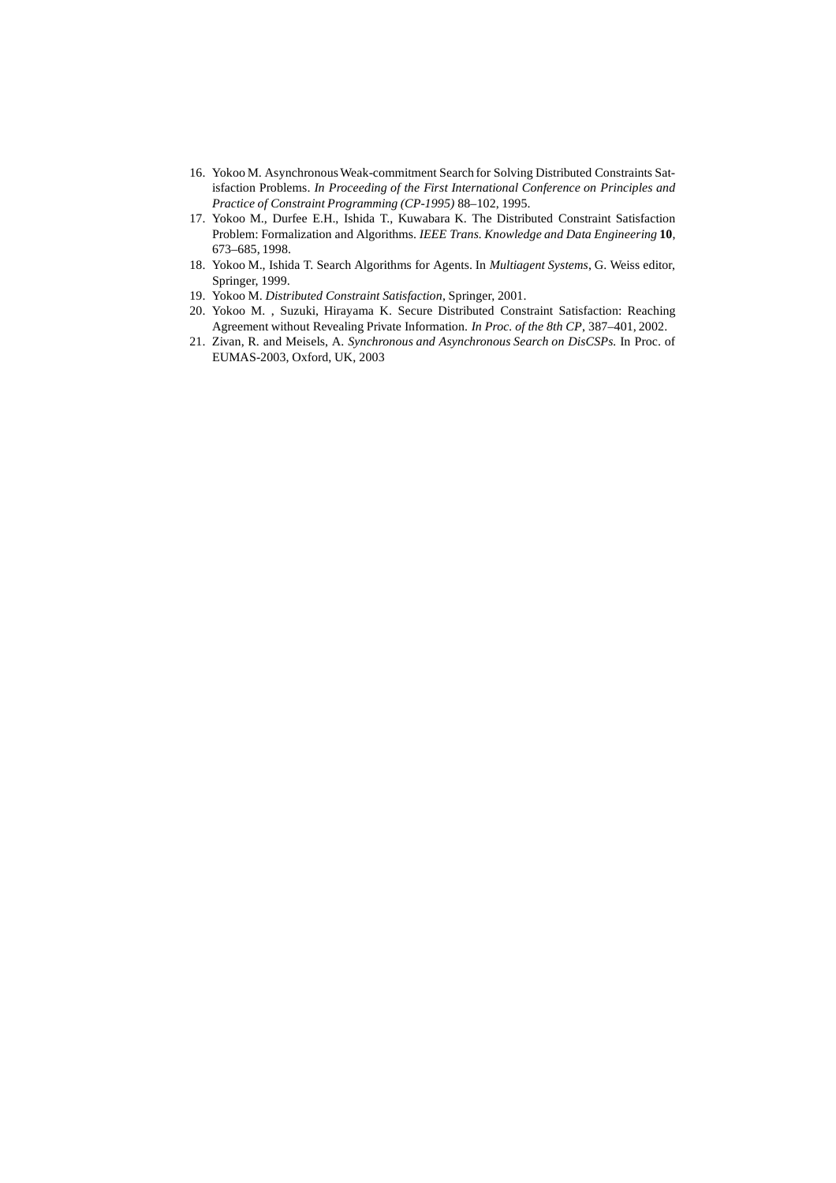16. Yokoo M. Asynchronous Weak-commitment Search for Solving Distributed Constraints Satisfaction Problems. *In Proceeding of the First International Conference on Principles and Practice of Constraint Programming (CP-1995)* 88–102, 1995.
17. Yokoo M., Durfee E.H., Ishida T., Kuwabara K. The Distributed Constraint Satisfaction Problem: Formalization and Algorithms. *IEEE Trans. Knowledge and Data Engineering* **10**, 673–685, 1998.
18. Yokoo M., Ishida T. Search Algorithms for Agents. In *Multiagent Systems*, G. Weiss editor, Springer, 1999.
19. Yokoo M. *Distributed Constraint Satisfaction*, Springer, 2001.
20. Yokoo M. , Suzuki, Hirayama K. Secure Distributed Constraint Satisfaction: Reaching Agreement without Revealing Private Information. *In Proc. of the 8th CP*, 387–401, 2002.
21. Zivan, R. and Meisels, A. *Synchronous and Asynchronous Search on DisCSPs.* In Proc. of EUMAS-2003, Oxford, UK, 2003